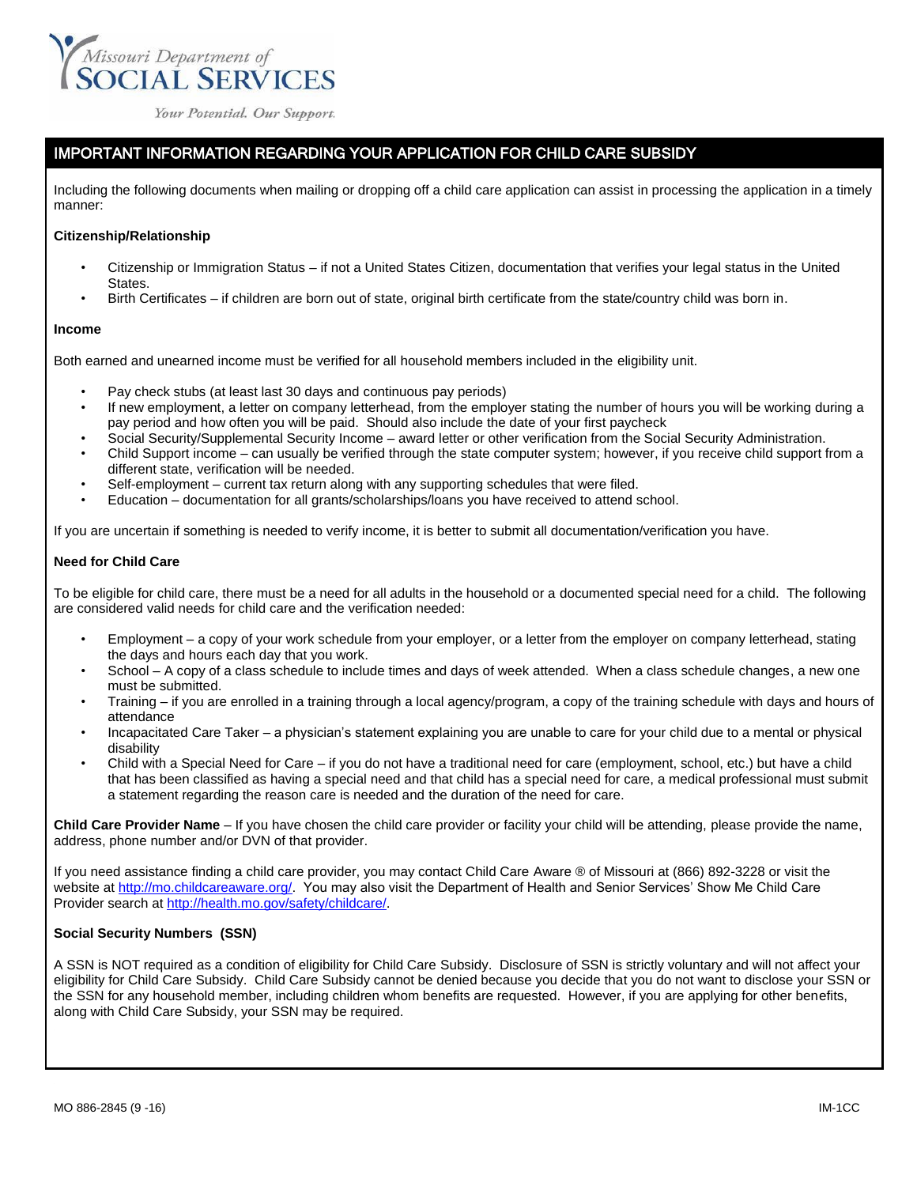Missouri Department of
SOCIAL SERVICES

*Your Potential. Our Support.*

# IMPORTANT INFORMATION REGARDING YOUR APPLICATION FOR CHILD CARE SUBSIDY

Including the following documents when mailing or dropping off a child care application can assist in processing the application in a timely manner:

**Citizenship/Relationship**

- Citizenship or Immigration Status – if not a United States Citizen, documentation that verifies your legal status in the United States.
- Birth Certificates – if children are born out of state, original birth certificate from the state/country child was born in.

**Income**

Both earned and unearned income must be verified for all household members included in the eligibility unit.

- Pay check stubs (at least last 30 days and continuous pay periods)
- If new employment, a letter on company letterhead, from the employer stating the number of hours you will be working during a pay period and how often you will be paid. Should also include the date of your first paycheck
- Social Security/Supplemental Security Income – award letter or other verification from the Social Security Administration.
- Child Support income – can usually be verified through the state computer system; however, if you receive child support from a different state, verification will be needed.
- Self-employment – current tax return along with any supporting schedules that were filed.
- Education – documentation for all grants/scholarships/loans you have received to attend school.

If you are uncertain if something is needed to verify income, it is better to submit all documentation/verification you have.

**Need for Child Care**

To be eligible for child care, there must be a need for all adults in the household or a documented special need for a child. The following are considered valid needs for child care and the verification needed:

- Employment – a copy of your work schedule from your employer, or a letter from the employer on company letterhead, stating the days and hours each day that you work.
- School – A copy of a class schedule to include times and days of week attended. When a class schedule changes, a new one must be submitted.
- Training – if you are enrolled in a training through a local agency/program, a copy of the training schedule with days and hours of attendance
- Incapacitated Care Taker – a physician's statement explaining you are unable to care for your child due to a mental or physical disability
- Child with a Special Need for Care – if you do not have a traditional need for care (employment, school, etc.) but have a child that has been classified as having a special need and that child has a special need for care, a medical professional must submit a statement regarding the reason care is needed and the duration of the need for care.

**Child Care Provider Name** – If you have chosen the child care provider or facility your child will be attending, please provide the name, address, phone number and/or DVN of that provider.

If you need assistance finding a child care provider, you may contact Child Care Aware ® of Missouri at (866) 892-3228 or visit the website at http://mo.childcareaware.org/. You may also visit the Department of Health and Senior Services' Show Me Child Care Provider search at http://health.mo.gov/safety/childcare/.

**Social Security Numbers (SSN)**

A SSN is NOT required as a condition of eligibility for Child Care Subsidy. Disclosure of SSN is strictly voluntary and will not affect your eligibility for Child Care Subsidy. Child Care Subsidy cannot be denied because you decide that you do not want to disclose your SSN or the SSN for any household member, including children whom benefits are requested. However, if you are applying for other benefits, along with Child Care Subsidy, your SSN may be required.

MO 886-2845 (9 -16) IM-1CC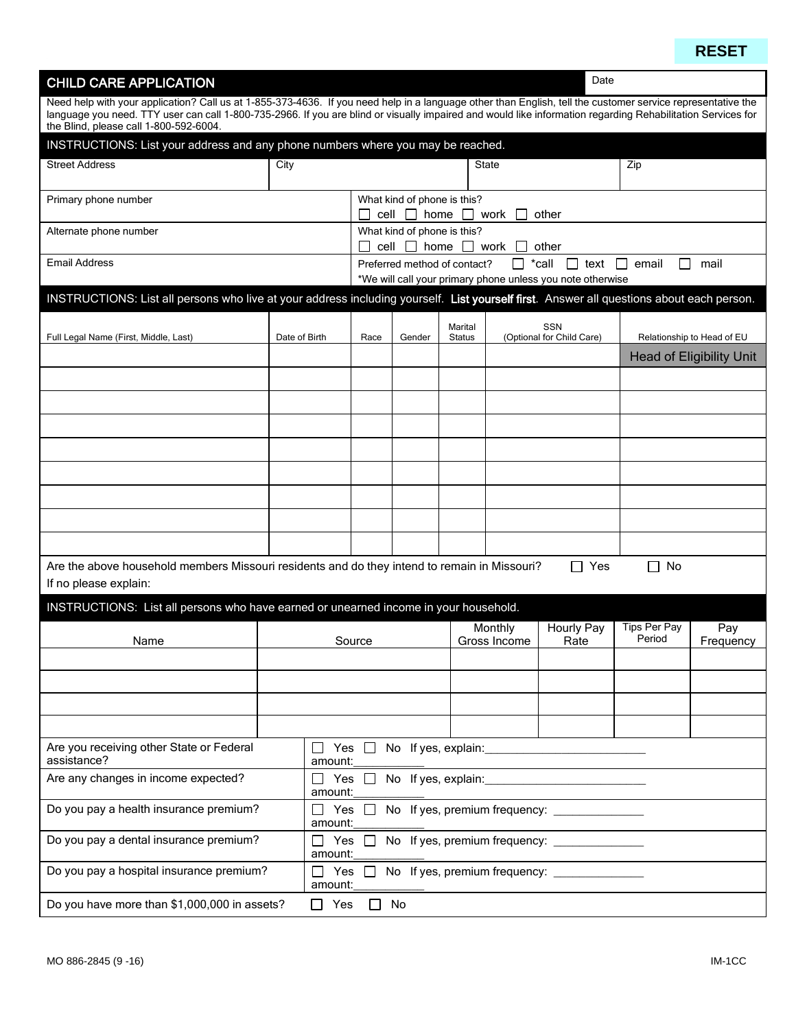RESET

# CHILD CARE APPLICATION

Date

Need help with your application? Call us at 1-855-373-4636. If you need help in a language other than English, tell the customer service representative the language you need. TTY user can call 1-800-735-2966. If you are blind or visually impaired and would like information regarding Rehabilitation Services for the Blind, please call 1-800-592-6004.

## INSTRUCTIONS: List your address and any phone numbers where you may be reached.

| Street Address | City | State | Zip |
|---|---|---|---|
| | | | |

| | |
|---|---|
| Primary phone number | What kind of phone is this? ☐ cell ☐ home ☐ work ☐ other |
| Alternate phone number | What kind of phone is this? ☐ cell ☐ home ☐ work ☐ other |
| Email Address | Preferred method of contact? ☐ *call ☐ text ☐ email ☐ mail<br>*We will call your primary phone unless you note otherwise |

## INSTRUCTIONS: List all persons who live at your address including yourself. **List yourself first**. Answer all questions about each person.

| Full Legal Name (First, Middle, Last) | Date of Birth | Race | Gender | Marital Status | SSN (Optional for Child Care) | Relationship to Head of EU |
|---|---|---|---|---|---|---|
| | | | | | | Head of Eligibility Unit |
| | | | | | | |
| | | | | | | |
| | | | | | | |
| | | | | | | |
| | | | | | | |
| | | | | | | |
| | | | | | | |
| | | | | | | |

Are the above household members Missouri residents and do they intend to remain in Missouri? ☐ Yes ☐ No

If no please explain:

## INSTRUCTIONS: List all persons who have earned or unearned income in your household.

| Name | Source | Monthly Gross Income | Hourly Pay Rate | Tips Per Pay Period | Pay Frequency |
|---|---|---|---|---|---|
| | | | | | |
| | | | | | |
| | | | | | |
| | | | | | |

| | |
|---|---|
| Are you receiving other State or Federal assistance? | ☐ Yes ☐ No If yes, explain:_________________________ amount:___________ |
| Are any changes in income expected? | ☐ Yes ☐ No If yes, explain:_________________________ amount:___________ |
| Do you pay a health insurance premium? | ☐ Yes ☐ No If yes, premium frequency: ______________ amount:___________ |
| Do you pay a dental insurance premium? | ☐ Yes ☐ No If yes, premium frequency: ______________ amount:___________ |
| Do you pay a hospital insurance premium? | ☐ Yes ☐ No If yes, premium frequency: ______________ amount:___________ |
| Do you have more than $1,000,000 in assets? | ☐ Yes ☐ No |

MO 886-2845 (9 -16) IM-1CC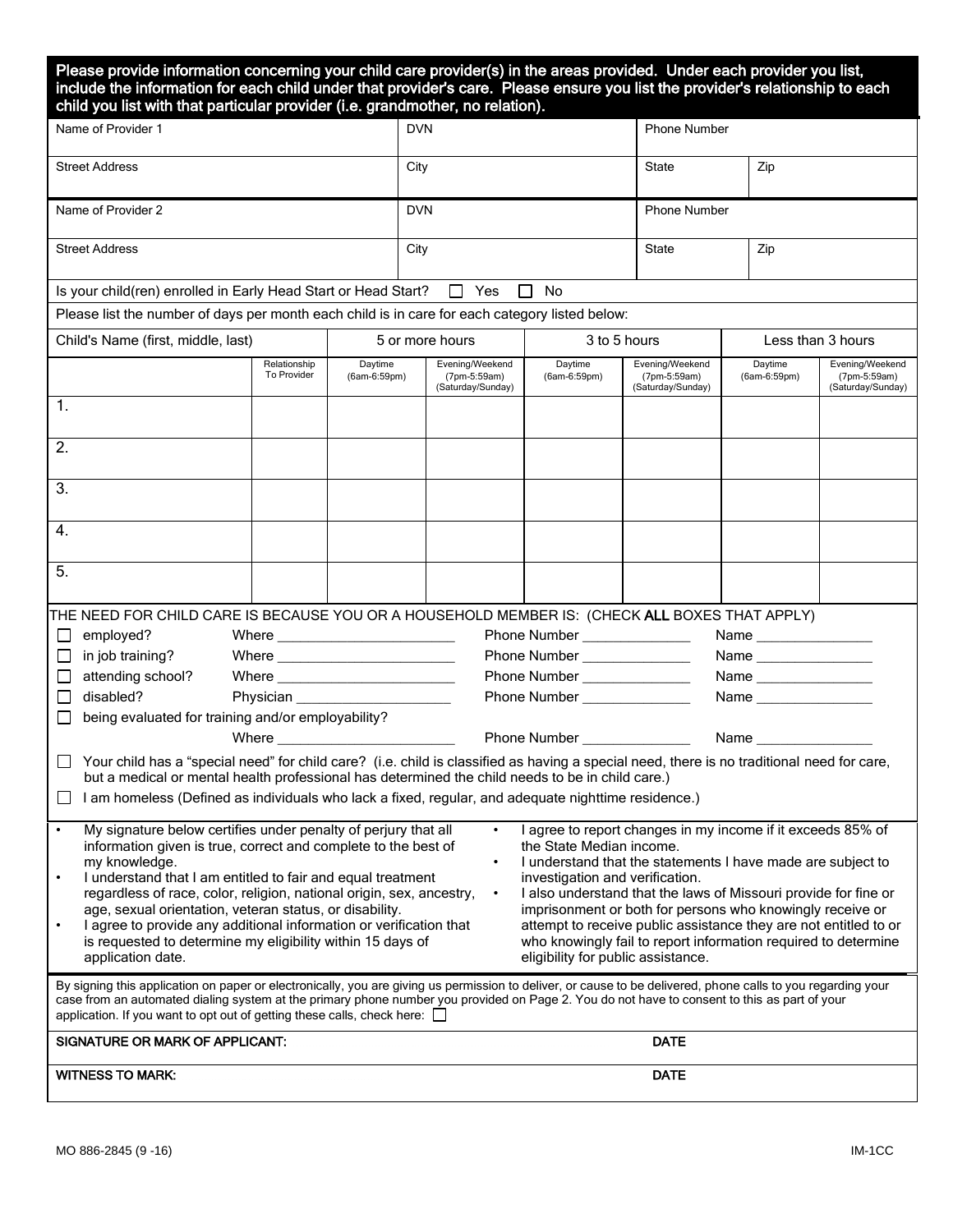**Please provide information concerning your child care provider(s) in the areas provided. Under each provider you list, include the information for each child under that provider's care. Please ensure you list the provider's relationship to each child you list with that particular provider (i.e. grandmother, no relation).**

| Name of Provider 1 | DVN | Phone Number | |
|---|---|---|---|
| Street Address | City | State | Zip |

| Name of Provider 2 | DVN | Phone Number | |
|---|---|---|---|
| Street Address | City | State | Zip |

Is your child(ren) enrolled in Early Head Start or Head Start? ☐ Yes ☐ No

Please list the number of days per month each child is in care for each category listed below:

| Child's Name (first, middle, last) | | 5 or more hours | | 3 to 5 hours | | Less than 3 hours | |
|---|---|---|---|---|---|---|---|
| | Relationship To Provider | Daytime (6am-6:59pm) | Evening/Weekend (7pm-5:59am) (Saturday/Sunday) | Daytime (6am-6:59pm) | Evening/Weekend (7pm-5:59am) (Saturday/Sunday) | Daytime (6am-6:59pm) | Evening/Weekend (7pm-5:59am) (Saturday/Sunday) |
| 1. | | | | | | | |
| 2. | | | | | | | |
| 3. | | | | | | | |
| 4. | | | | | | | |
| 5. | | | | | | | |

THE NEED FOR CHILD CARE IS BECAUSE YOU OR A HOUSEHOLD MEMBER IS: (CHECK **ALL** BOXES THAT APPLY)

☐ employed? Where ______________________ Phone Number ______________ Name _______________

☐ in job training? Where ______________________ Phone Number ______________ Name _______________

☐ attending school? Where ______________________ Phone Number ______________ Name _______________

☐ disabled? Physician ____________________ Phone Number ______________ Name _______________

☐ being evaluated for training and/or employability?
Where ______________________ Phone Number ______________ Name _______________

☐ Your child has a "special need" for child care? (i.e. child is classified as having a special need, there is no traditional need for care, but a medical or mental health professional has determined the child needs to be in child care.)

☐ I am homeless (Defined as individuals who lack a fixed, regular, and adequate nighttime residence.)

- My signature below certifies under penalty of perjury that all information given is true, correct and complete to the best of my knowledge.
- I understand that I am entitled to fair and equal treatment regardless of race, color, religion, national origin, sex, ancestry, age, sexual orientation, veteran status, or disability.
- I agree to provide any additional information or verification that is requested to determine my eligibility within 15 days of application date.
- I agree to report changes in my income if it exceeds 85% of the State Median income.
- I understand that the statements I have made are subject to investigation and verification.
- I also understand that the laws of Missouri provide for fine or imprisonment or both for persons who knowingly receive or attempt to receive public assistance they are not entitled to or who knowingly fail to report information required to determine eligibility for public assistance.

By signing this application on paper or electronically, you are giving us permission to deliver, or cause to be delivered, phone calls to you regarding your case from an automated dialing system at the primary phone number you provided on Page 2. You do not have to consent to this as part of your application. If you want to opt out of getting these calls, check here: ☐

| | |
|---|---|
| **SIGNATURE OR MARK OF APPLICANT:** | **DATE** |
| **WITNESS TO MARK:** | **DATE** |

MO 886-2845 (9 -16) IM-1CC